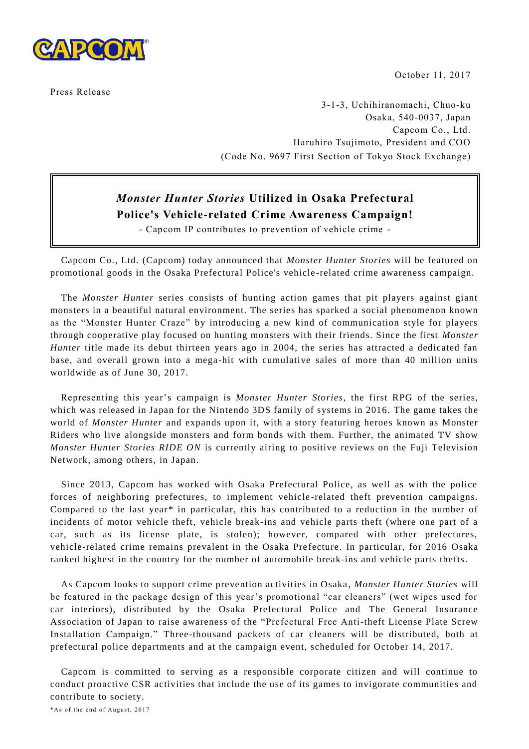October 11, 2017

Press Release

3-1-3, Uchihiranomachi, Chuo-ku
Osaka, 540-0037, Japan
Capcom Co., Ltd.
Haruhiro Tsujimoto, President and COO
(Code No. 9697 First Section of Tokyo Stock Exchange)

# *Monster Hunter Stories* Utilized in Osaka Prefectural Police's Vehicle-related Crime Awareness Campaign!

- Capcom IP contributes to prevention of vehicle crime -

Capcom Co., Ltd. (Capcom) today announced that *Monster Hunter Stories* will be featured on promotional goods in the Osaka Prefectural Police's vehicle-related crime awareness campaign.

The *Monster Hunter* series consists of hunting action games that pit players against giant monsters in a beautiful natural environment. The series has sparked a social phenomenon known as the "Monster Hunter Craze" by introducing a new kind of communication style for players through cooperative play focused on hunting monsters with their friends. Since the first *Monster Hunter* title made its debut thirteen years ago in 2004, the series has attracted a dedicated fan base, and overall grown into a mega-hit with cumulative sales of more than 40 million units worldwide as of June 30, 2017.

Representing this year's campaign is *Monster Hunter Stories*, the first RPG of the series, which was released in Japan for the Nintendo 3DS family of systems in 2016. The game takes the world of *Monster Hunter* and expands upon it, with a story featuring heroes known as Monster Riders who live alongside monsters and form bonds with them. Further, the animated TV show *Monster Hunter Stories RIDE ON* is currently airing to positive reviews on the Fuji Television Network, among others, in Japan.

Since 2013, Capcom has worked with Osaka Prefectural Police, as well as with the police forces of neighboring prefectures, to implement vehicle-related theft prevention campaigns. Compared to the last year* in particular, this has contributed to a reduction in the number of incidents of motor vehicle theft, vehicle break-ins and vehicle parts theft (where one part of a car, such as its license plate, is stolen); however, compared with other prefectures, vehicle-related crime remains prevalent in the Osaka Prefecture. In particular, for 2016 Osaka ranked highest in the country for the number of automobile break-ins and vehicle parts thefts.

As Capcom looks to support crime prevention activities in Osaka, *Monster Hunter Stories* will be featured in the package design of this year's promotional "car cleaners" (wet wipes used for car interiors), distributed by the Osaka Prefectural Police and The General Insurance Association of Japan to raise awareness of the "Prefectural Free Anti-theft License Plate Screw Installation Campaign." Three-thousand packets of car cleaners will be distributed, both at prefectural police departments and at the campaign event, scheduled for October 14, 2017.

Capcom is committed to serving as a responsible corporate citizen and will continue to conduct proactive CSR activities that include the use of its games to invigorate communities and contribute to society.

*As of the end of August, 2017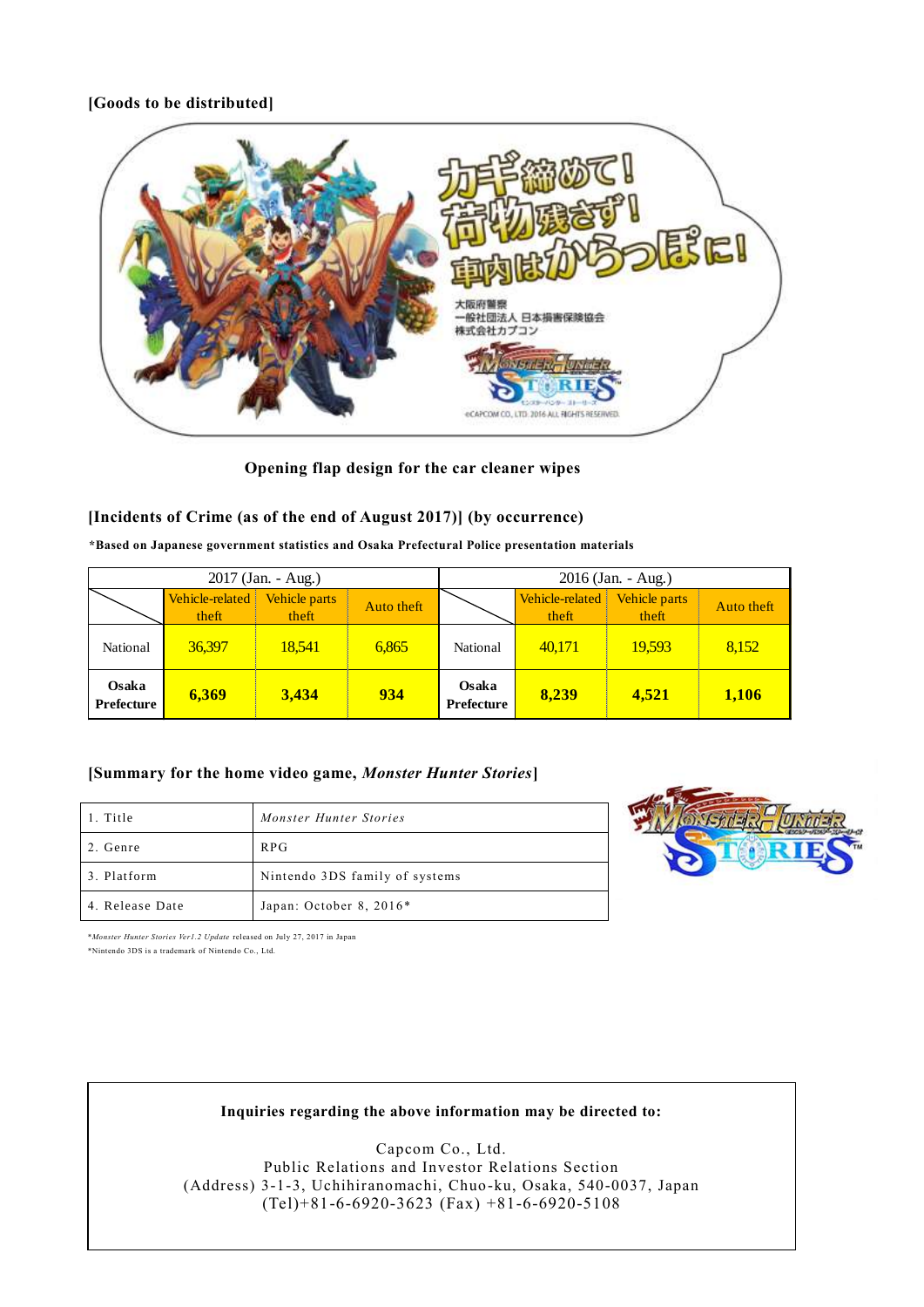**[Goods to be distributed]**

Opening flap design for the car cleaner wipes

**[Incidents of Crime (as of the end of August 2017)] (by occurrence)**

**\*Based on Japanese government statistics and Osaka Prefectural Police presentation materials**

| 2017 (Jan. - Aug.) | | | | 2016 (Jan. - Aug.) | | | |
|---|---|---|---|---|---|---|---|
| | Vehicle-related theft | Vehicle parts theft | Auto theft | | Vehicle-related theft | Vehicle parts theft | Auto theft |
| National | 36,397 | 18,541 | 6,865 | National | 40,171 | 19,593 | 8,152 |
| **Osaka Prefecture** | **6,369** | **3,434** | **934** | **Osaka Prefecture** | **8,239** | **4,521** | **1,106** |

**[Summary for the home video game, *Monster Hunter Stories*]**

| | |
|---|---|
| 1. Title | *Monster Hunter Stories* |
| 2. Genre | RPG |
| 3. Platform | Nintendo 3DS family of systems |
| 4. Release Date | Japan: October 8, 2016* |

\**Monster Hunter Stories Ver1.2 Update* released on July 27, 2017 in Japan

\*Nintendo 3DS is a trademark of Nintendo Co., Ltd.

**Inquiries regarding the above information may be directed to:**

Capcom Co., Ltd.
Public Relations and Investor Relations Section
(Address) 3-1-3, Uchihiranomachi, Chuo-ku, Osaka, 540-0037, Japan
(Tel)+81-6-6920-3623 (Fax) +81-6-6920-5108